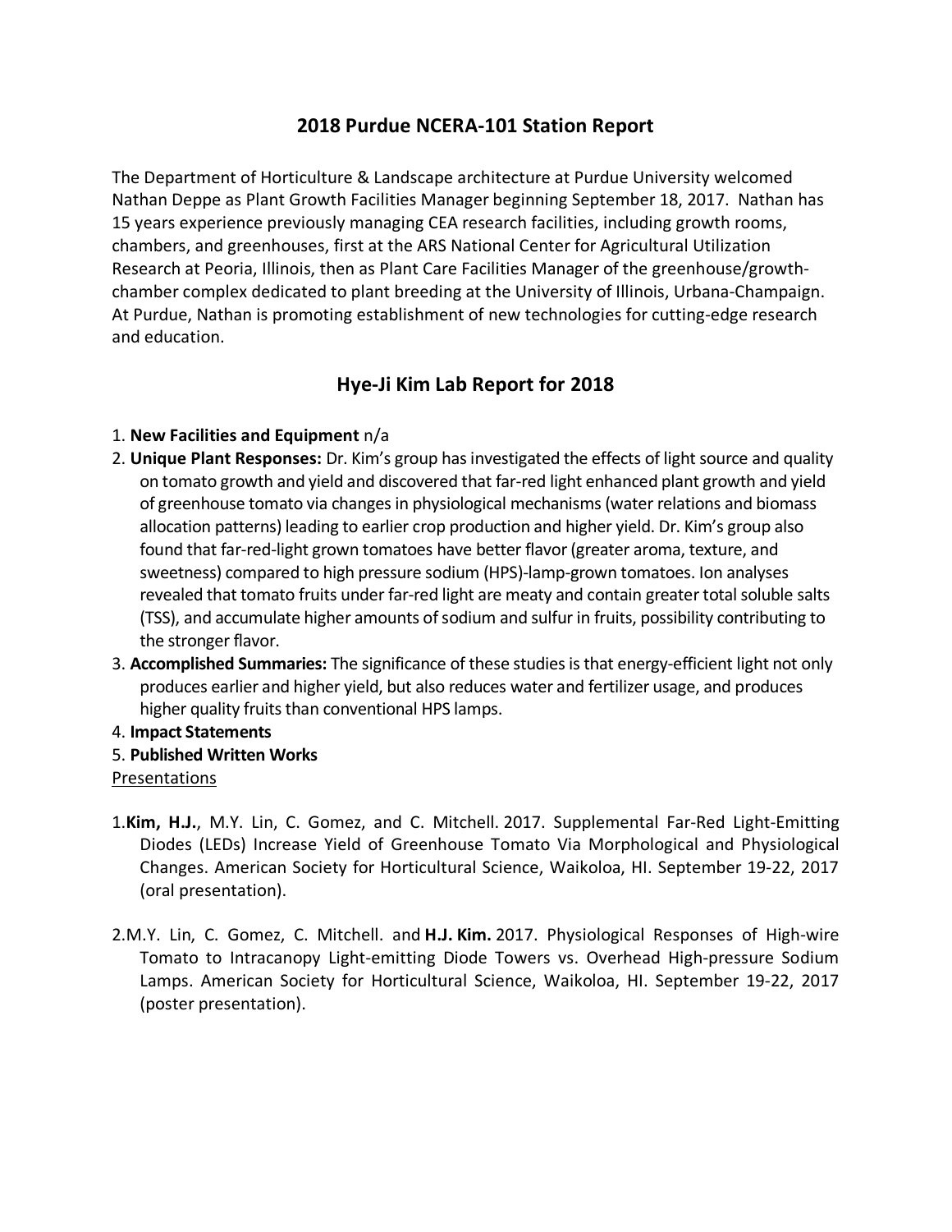## 2018 Purdue NCERA-101 Station Report

The Department of Horticulture & Landscape architecture at Purdue University welcomed Nathan Deppe as Plant Growth Facilities Manager beginning September 18, 2017. Nathan has 15 years experience previously managing CEA research facilities, including growth rooms, chambers, and greenhouses, first at the ARS National Center for Agricultural Utilization Research at Peoria, Illinois, then as Plant Care Facilities Manager of the greenhouse/growth-chamber complex dedicated to plant breeding at the University of Illinois, Urbana-Champaign. At Purdue, Nathan is promoting establishment of new technologies for cutting-edge research and education.

## Hye-Ji Kim Lab Report for 2018

1. **New Facilities and Equipment** n/a
2. **Unique Plant Responses:** Dr. Kim's group has investigated the effects of light source and quality on tomato growth and yield and discovered that far-red light enhanced plant growth and yield of greenhouse tomato via changes in physiological mechanisms (water relations and biomass allocation patterns) leading to earlier crop production and higher yield. Dr. Kim's group also found that far-red-light grown tomatoes have better flavor (greater aroma, texture, and sweetness) compared to high pressure sodium (HPS)-lamp-grown tomatoes. Ion analyses revealed that tomato fruits under far-red light are meaty and contain greater total soluble salts (TSS), and accumulate higher amounts of sodium and sulfur in fruits, possibility contributing to the stronger flavor.
3. **Accomplished Summaries:** The significance of these studies is that energy-efficient light not only produces earlier and higher yield, but also reduces water and fertilizer usage, and produces higher quality fruits than conventional HPS lamps.
4. **Impact Statements**
5. **Published Written Works**

<u>Presentations</u>

1. **Kim, H.J.**, M.Y. Lin, C. Gomez, and C. Mitchell. 2017. Supplemental Far-Red Light-Emitting Diodes (LEDs) Increase Yield of Greenhouse Tomato Via Morphological and Physiological Changes. American Society for Horticultural Science, Waikoloa, HI. September 19-22, 2017 (oral presentation).

2. M.Y. Lin, C. Gomez, C. Mitchell. and **H.J. Kim.** 2017. Physiological Responses of High-wire Tomato to Intracanopy Light-emitting Diode Towers vs. Overhead High-pressure Sodium Lamps. American Society for Horticultural Science, Waikoloa, HI. September 19-22, 2017 (poster presentation).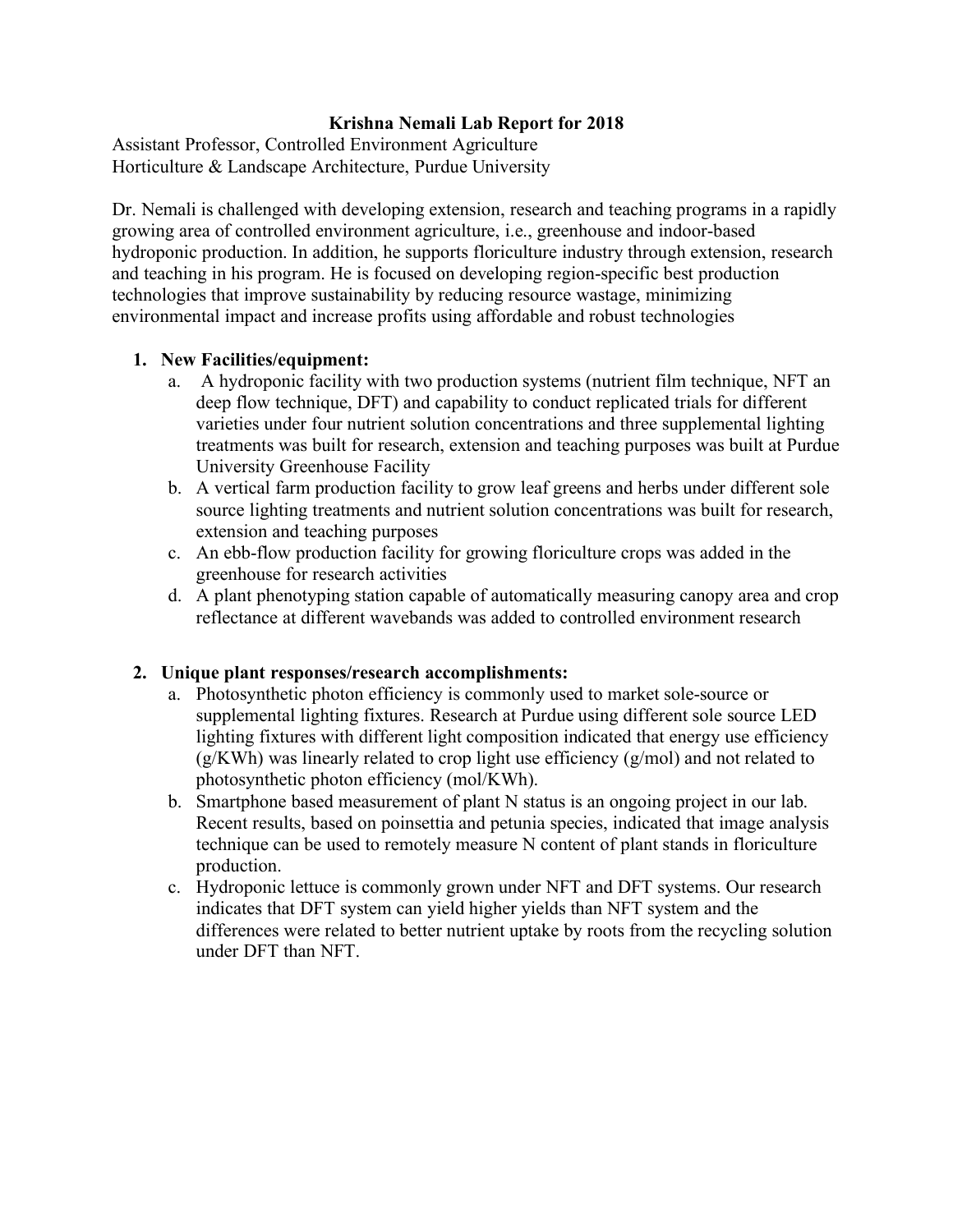# Krishna Nemali Lab Report for 2018

Assistant Professor, Controlled Environment Agriculture
Horticulture & Landscape Architecture, Purdue University

Dr. Nemali is challenged with developing extension, research and teaching programs in a rapidly growing area of controlled environment agriculture, i.e., greenhouse and indoor-based hydroponic production. In addition, he supports floriculture industry through extension, research and teaching in his program. He is focused on developing region-specific best production technologies that improve sustainability by reducing resource wastage, minimizing environmental impact and increase profits using affordable and robust technologies

1. **New Facilities/equipment:**
   a. A hydroponic facility with two production systems (nutrient film technique, NFT an deep flow technique, DFT) and capability to conduct replicated trials for different varieties under four nutrient solution concentrations and three supplemental lighting treatments was built for research, extension and teaching purposes was built at Purdue University Greenhouse Facility
   b. A vertical farm production facility to grow leaf greens and herbs under different sole source lighting treatments and nutrient solution concentrations was built for research, extension and teaching purposes
   c. An ebb-flow production facility for growing floriculture crops was added in the greenhouse for research activities
   d. A plant phenotyping station capable of automatically measuring canopy area and crop reflectance at different wavebands was added to controlled environment research

2. **Unique plant responses/research accomplishments:**
   a. Photosynthetic photon efficiency is commonly used to market sole-source or supplemental lighting fixtures. Research at Purdue using different sole source LED lighting fixtures with different light composition indicated that energy use efficiency (g/KWh) was linearly related to crop light use efficiency (g/mol) and not related to photosynthetic photon efficiency (mol/KWh).
   b. Smartphone based measurement of plant N status is an ongoing project in our lab. Recent results, based on poinsettia and petunia species, indicated that image analysis technique can be used to remotely measure N content of plant stands in floriculture production.
   c. Hydroponic lettuce is commonly grown under NFT and DFT systems. Our research indicates that DFT system can yield higher yields than NFT system and the differences were related to better nutrient uptake by roots from the recycling solution under DFT than NFT.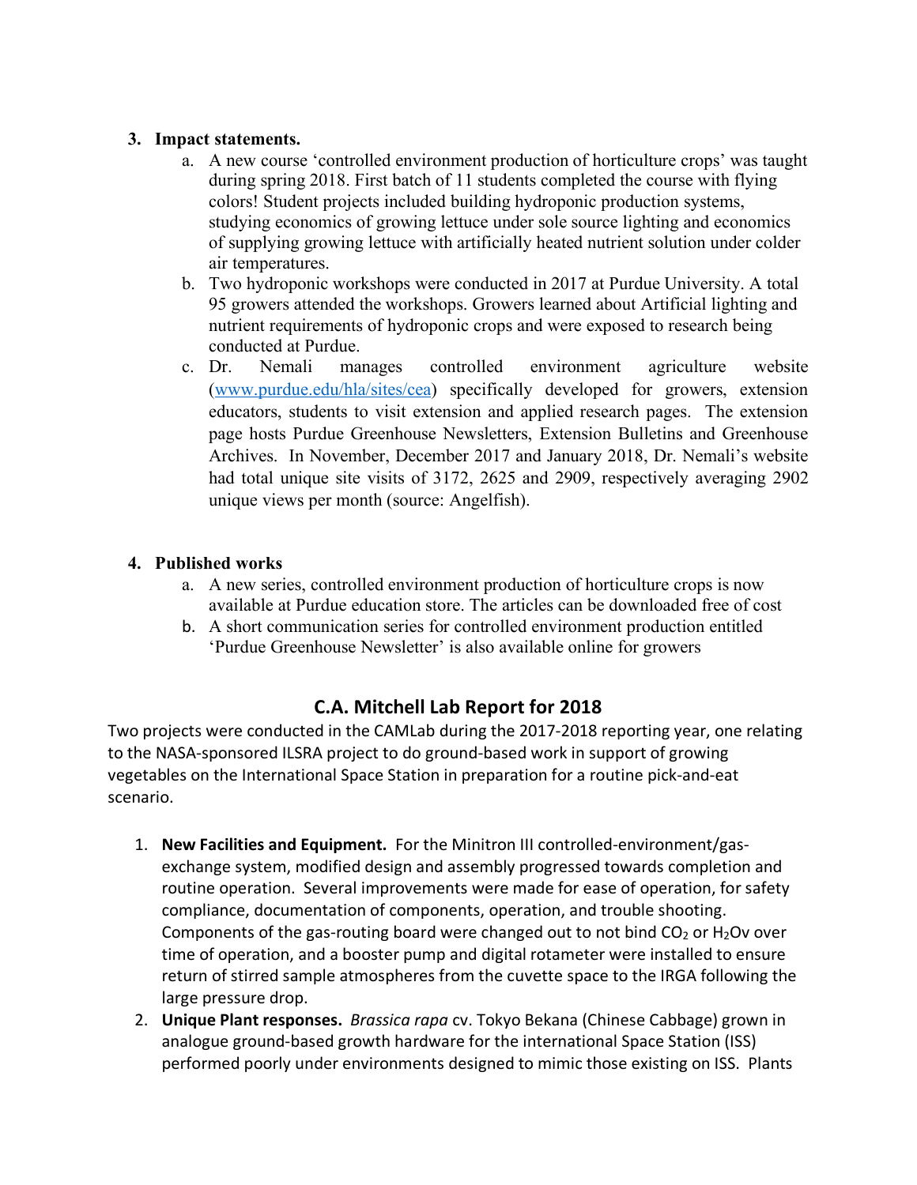3. **Impact statements.**
    a. A new course 'controlled environment production of horticulture crops' was taught during spring 2018. First batch of 11 students completed the course with flying colors! Student projects included building hydroponic production systems, studying economics of growing lettuce under sole source lighting and economics of supplying growing lettuce with artificially heated nutrient solution under colder air temperatures.
    b. Two hydroponic workshops were conducted in 2017 at Purdue University. A total 95 growers attended the workshops. Growers learned about Artificial lighting and nutrient requirements of hydroponic crops and were exposed to research being conducted at Purdue.
    c. Dr. Nemali manages controlled environment agriculture website ([www.purdue.edu/hla/sites/cea](www.purdue.edu/hla/sites/cea)) specifically developed for growers, extension educators, students to visit extension and applied research pages. The extension page hosts Purdue Greenhouse Newsletters, Extension Bulletins and Greenhouse Archives. In November, December 2017 and January 2018, Dr. Nemali's website had total unique site visits of 3172, 2625 and 2909, respectively averaging 2902 unique views per month (source: Angelfish).

4. **Published works**
    a. A new series, controlled environment production of horticulture crops is now available at Purdue education store. The articles can be downloaded free of cost
    b. A short communication series for controlled environment production entitled 'Purdue Greenhouse Newsletter' is also available online for growers

## C.A. Mitchell Lab Report for 2018

Two projects were conducted in the CAMLab during the 2017-2018 reporting year, one relating to the NASA-sponsored ILSRA project to do ground-based work in support of growing vegetables on the International Space Station in preparation for a routine pick-and-eat scenario.

1. **New Facilities and Equipment.** For the Minitron III controlled-environment/gas-exchange system, modified design and assembly progressed towards completion and routine operation. Several improvements were made for ease of operation, for safety compliance, documentation of components, operation, and trouble shooting. Components of the gas-routing board were changed out to not bind $CO_2$ or $H_2O$v over time of operation, and a booster pump and digital rotameter were installed to ensure return of stirred sample atmospheres from the cuvette space to the IRGA following the large pressure drop.
2. **Unique Plant responses.** *Brassica rapa* cv. Tokyo Bekana (Chinese Cabbage) grown in analogue ground-based growth hardware for the international Space Station (ISS) performed poorly under environments designed to mimic those existing on ISS. Plants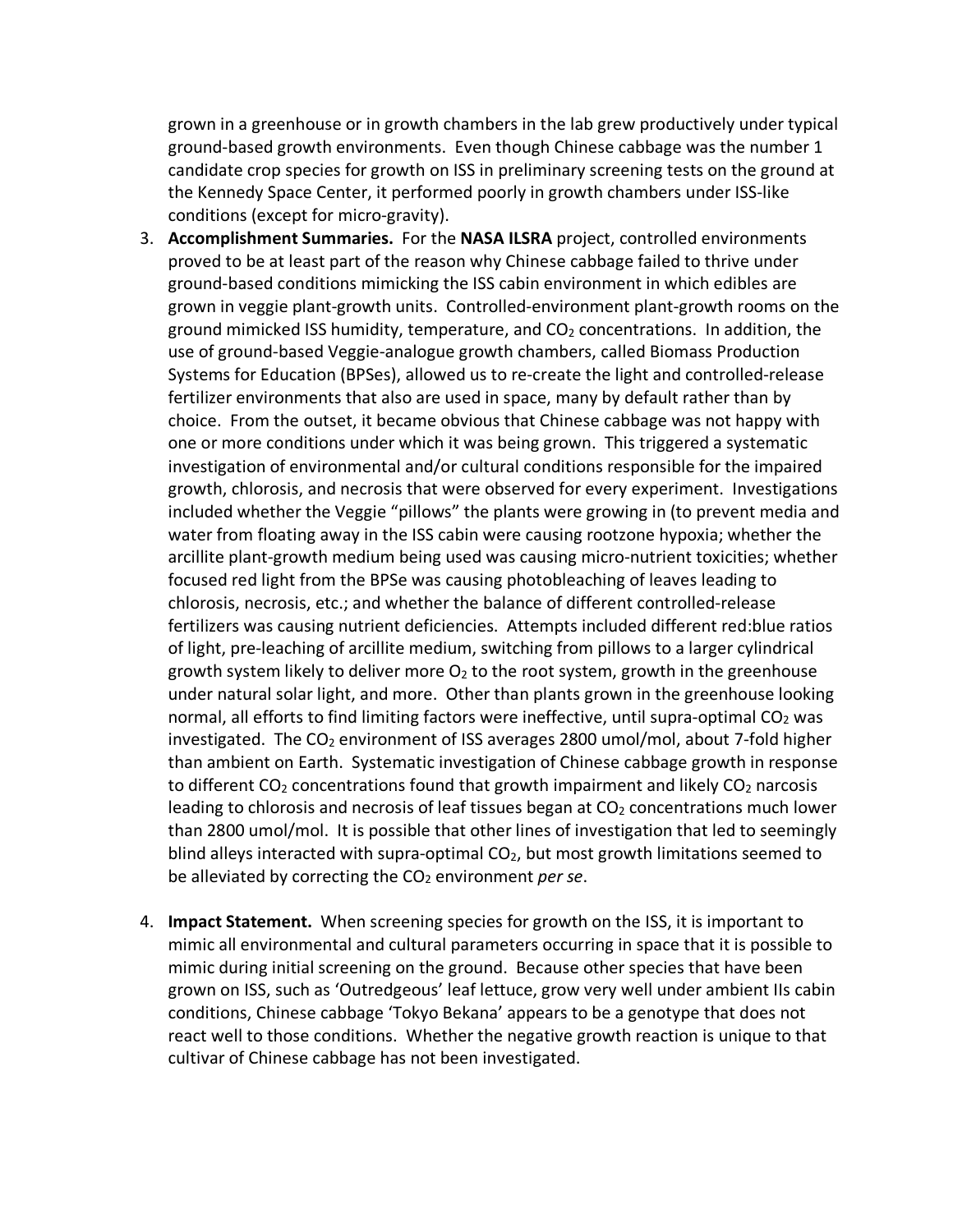grown in a greenhouse or in growth chambers in the lab grew productively under typical ground-based growth environments. Even though Chinese cabbage was the number 1 candidate crop species for growth on ISS in preliminary screening tests on the ground at the Kennedy Space Center, it performed poorly in growth chambers under ISS-like conditions (except for micro-gravity).

3. **Accomplishment Summaries.** For the **NASA ILSRA** project, controlled environments proved to be at least part of the reason why Chinese cabbage failed to thrive under ground-based conditions mimicking the ISS cabin environment in which edibles are grown in veggie plant-growth units. Controlled-environment plant-growth rooms on the ground mimicked ISS humidity, temperature, and $CO_2$ concentrations. In addition, the use of ground-based Veggie-analogue growth chambers, called Biomass Production Systems for Education (BPSes), allowed us to re-create the light and controlled-release fertilizer environments that also are used in space, many by default rather than by choice. From the outset, it became obvious that Chinese cabbage was not happy with one or more conditions under which it was being grown. This triggered a systematic investigation of environmental and/or cultural conditions responsible for the impaired growth, chlorosis, and necrosis that were observed for every experiment. Investigations included whether the Veggie "pillows" the plants were growing in (to prevent media and water from floating away in the ISS cabin were causing rootzone hypoxia; whether the arcillite plant-growth medium being used was causing micro-nutrient toxicities; whether focused red light from the BPSe was causing photobleaching of leaves leading to chlorosis, necrosis, etc.; and whether the balance of different controlled-release fertilizers was causing nutrient deficiencies. Attempts included different red:blue ratios of light, pre-leaching of arcillite medium, switching from pillows to a larger cylindrical growth system likely to deliver more $O_2$ to the root system, growth in the greenhouse under natural solar light, and more. Other than plants grown in the greenhouse looking normal, all efforts to find limiting factors were ineffective, until supra-optimal $CO_2$ was investigated. The $CO_2$ environment of ISS averages 2800 umol/mol, about 7-fold higher than ambient on Earth. Systematic investigation of Chinese cabbage growth in response to different $CO_2$ concentrations found that growth impairment and likely $CO_2$ narcosis leading to chlorosis and necrosis of leaf tissues began at $CO_2$ concentrations much lower than 2800 umol/mol. It is possible that other lines of investigation that led to seemingly blind alleys interacted with supra-optimal $CO_2$, but most growth limitations seemed to be alleviated by correcting the $CO_2$ environment *per se*.

4. **Impact Statement.** When screening species for growth on the ISS, it is important to mimic all environmental and cultural parameters occurring in space that it is possible to mimic during initial screening on the ground. Because other species that have been grown on ISS, such as 'Outredgeous' leaf lettuce, grow very well under ambient IIs cabin conditions, Chinese cabbage 'Tokyo Bekana' appears to be a genotype that does not react well to those conditions. Whether the negative growth reaction is unique to that cultivar of Chinese cabbage has not been investigated.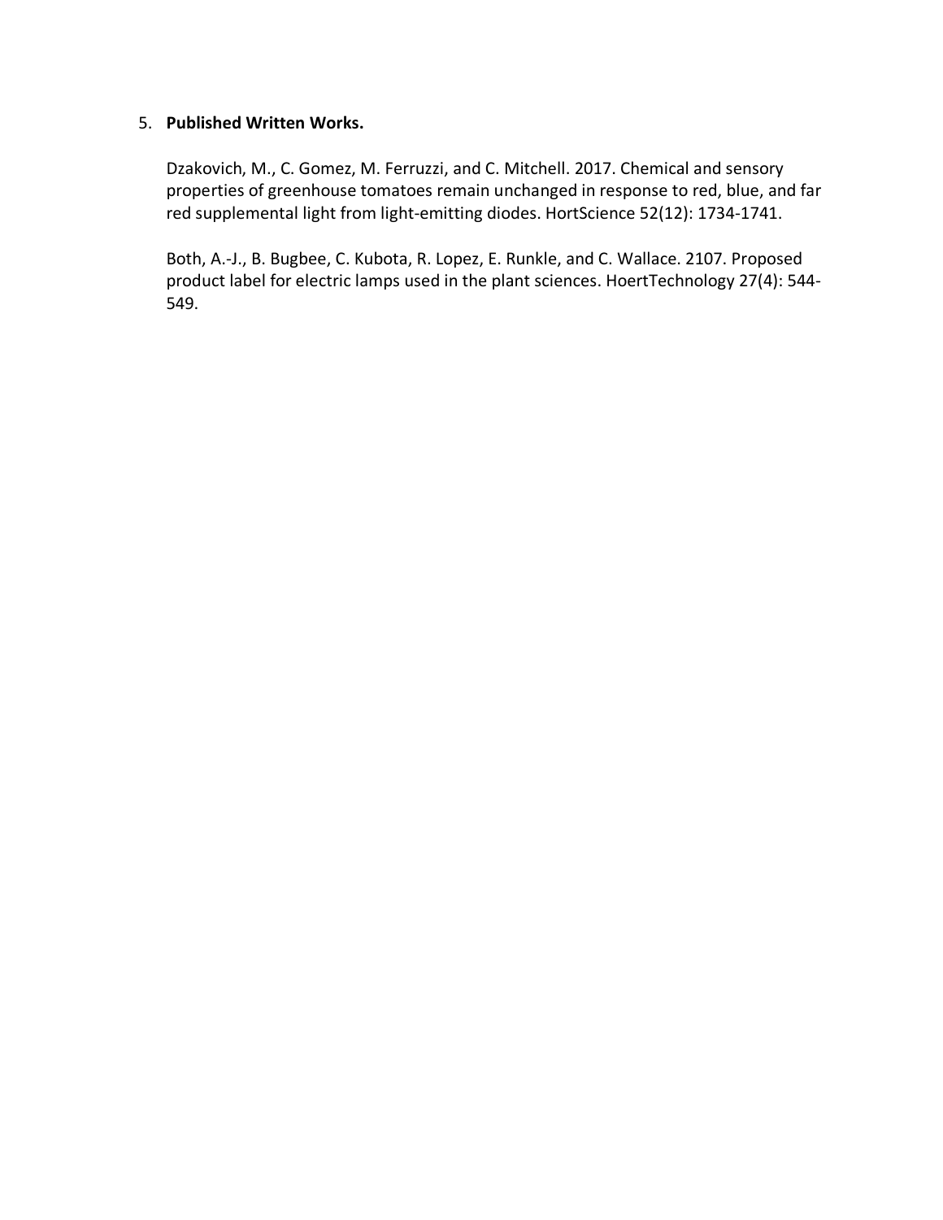5. **Published Written Works.**

   Dzakovich, M., C. Gomez, M. Ferruzzi, and C. Mitchell. 2017. Chemical and sensory properties of greenhouse tomatoes remain unchanged in response to red, blue, and far red supplemental light from light-emitting diodes. HortScience 52(12): 1734-1741.

   Both, A.-J., B. Bugbee, C. Kubota, R. Lopez, E. Runkle, and C. Wallace. 2107. Proposed product label for electric lamps used in the plant sciences. HoertTechnology 27(4): 544-549.